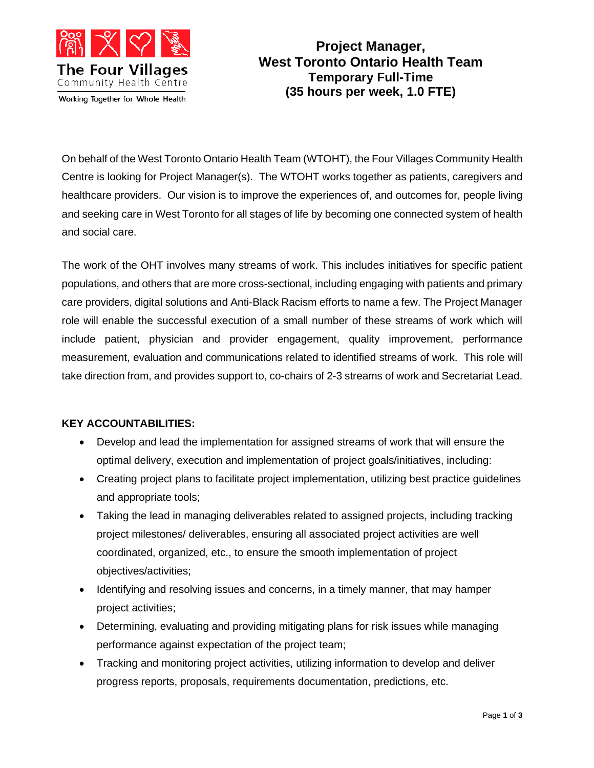The Four Villages
Community Health Centre
Working Together for Whole Health

# Project Manager, West Toronto Ontario Health Team
## Temporary Full-Time
## (35 hours per week, 1.0 FTE)

On behalf of the West Toronto Ontario Health Team (WTOHT), the Four Villages Community Health Centre is looking for Project Manager(s). The WTOHT works together as patients, caregivers and healthcare providers. Our vision is to improve the experiences of, and outcomes for, people living and seeking care in West Toronto for all stages of life by becoming one connected system of health and social care.

The work of the OHT involves many streams of work. This includes initiatives for specific patient populations, and others that are more cross-sectional, including engaging with patients and primary care providers, digital solutions and Anti-Black Racism efforts to name a few. The Project Manager role will enable the successful execution of a small number of these streams of work which will include patient, physician and provider engagement, quality improvement, performance measurement, evaluation and communications related to identified streams of work. This role will take direction from, and provides support to, co-chairs of 2-3 streams of work and Secretariat Lead.

**KEY ACCOUNTABILITIES:**

- Develop and lead the implementation for assigned streams of work that will ensure the optimal delivery, execution and implementation of project goals/initiatives, including:
- Creating project plans to facilitate project implementation, utilizing best practice guidelines and appropriate tools;
- Taking the lead in managing deliverables related to assigned projects, including tracking project milestones/ deliverables, ensuring all associated project activities are well coordinated, organized, etc., to ensure the smooth implementation of project objectives/activities;
- Identifying and resolving issues and concerns, in a timely manner, that may hamper project activities;
- Determining, evaluating and providing mitigating plans for risk issues while managing performance against expectation of the project team;
- Tracking and monitoring project activities, utilizing information to develop and deliver progress reports, proposals, requirements documentation, predictions, etc.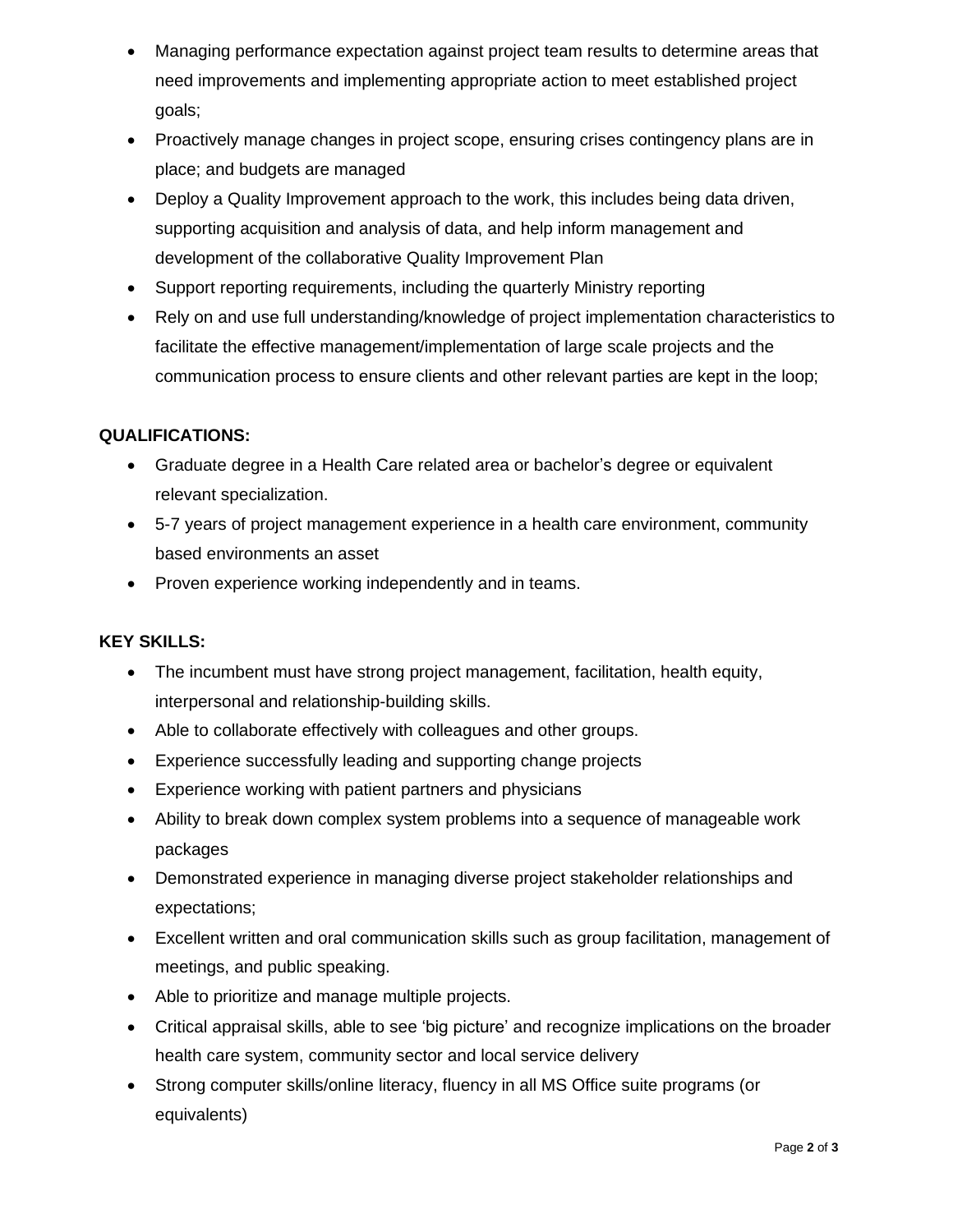- Managing performance expectation against project team results to determine areas that need improvements and implementing appropriate action to meet established project goals;
- Proactively manage changes in project scope, ensuring crises contingency plans are in place; and budgets are managed
- Deploy a Quality Improvement approach to the work, this includes being data driven, supporting acquisition and analysis of data, and help inform management and development of the collaborative Quality Improvement Plan
- Support reporting requirements, including the quarterly Ministry reporting
- Rely on and use full understanding/knowledge of project implementation characteristics to facilitate the effective management/implementation of large scale projects and the communication process to ensure clients and other relevant parties are kept in the loop;

**QUALIFICATIONS:**

- Graduate degree in a Health Care related area or bachelor's degree or equivalent relevant specialization.
- 5-7 years of project management experience in a health care environment, community based environments an asset
- Proven experience working independently and in teams.

**KEY SKILLS:**

- The incumbent must have strong project management, facilitation, health equity, interpersonal and relationship-building skills.
- Able to collaborate effectively with colleagues and other groups.
- Experience successfully leading and supporting change projects
- Experience working with patient partners and physicians
- Ability to break down complex system problems into a sequence of manageable work packages
- Demonstrated experience in managing diverse project stakeholder relationships and expectations;
- Excellent written and oral communication skills such as group facilitation, management of meetings, and public speaking.
- Able to prioritize and manage multiple projects.
- Critical appraisal skills, able to see 'big picture' and recognize implications on the broader health care system, community sector and local service delivery
- Strong computer skills/online literacy, fluency in all MS Office suite programs (or equivalents)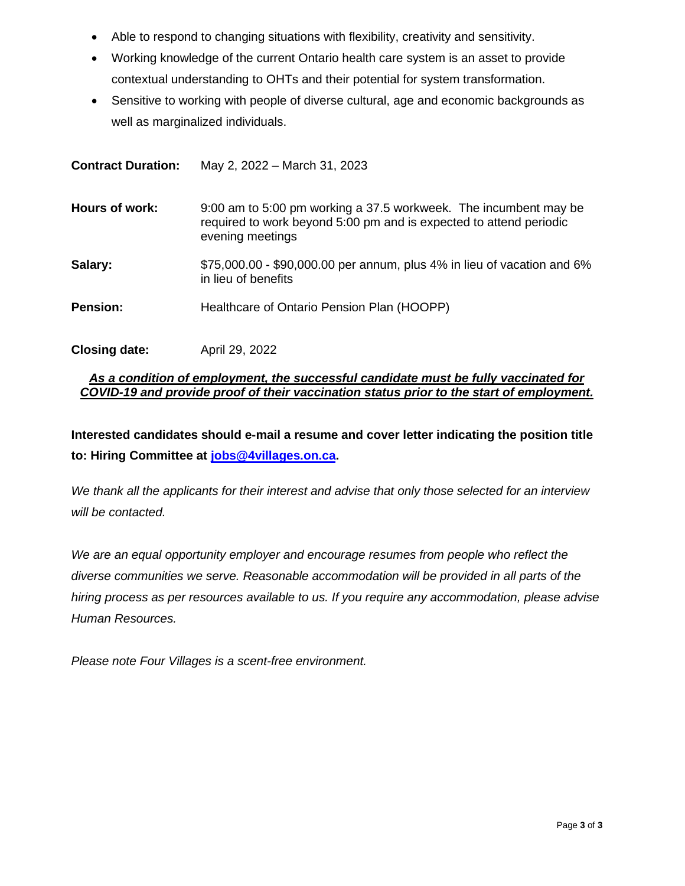- Able to respond to changing situations with flexibility, creativity and sensitivity.
- Working knowledge of the current Ontario health care system is an asset to provide contextual understanding to OHTs and their potential for system transformation.
- Sensitive to working with people of diverse cultural, age and economic backgrounds as well as marginalized individuals.

**Contract Duration:** May 2, 2022 – March 31, 2023

**Hours of work:** 9:00 am to 5:00 pm working a 37.5 workweek. The incumbent may be required to work beyond 5:00 pm and is expected to attend periodic evening meetings

**Salary:** $75,000.00 - $90,000.00 per annum, plus 4% in lieu of vacation and 6% in lieu of benefits

**Pension:** Healthcare of Ontario Pension Plan (HOOPP)

**Closing date:** April 29, 2022

***As a condition of employment, the successful candidate must be fully vaccinated for COVID-19 and provide proof of their vaccination status prior to the start of employment.***

**Interested candidates should e-mail a resume and cover letter indicating the position title to: Hiring Committee at jobs@4villages.on.ca.**

*We thank all the applicants for their interest and advise that only those selected for an interview will be contacted.*

*We are an equal opportunity employer and encourage resumes from people who reflect the diverse communities we serve. Reasonable accommodation will be provided in all parts of the hiring process as per resources available to us. If you require any accommodation, please advise Human Resources.*

*Please note Four Villages is a scent-free environment.*